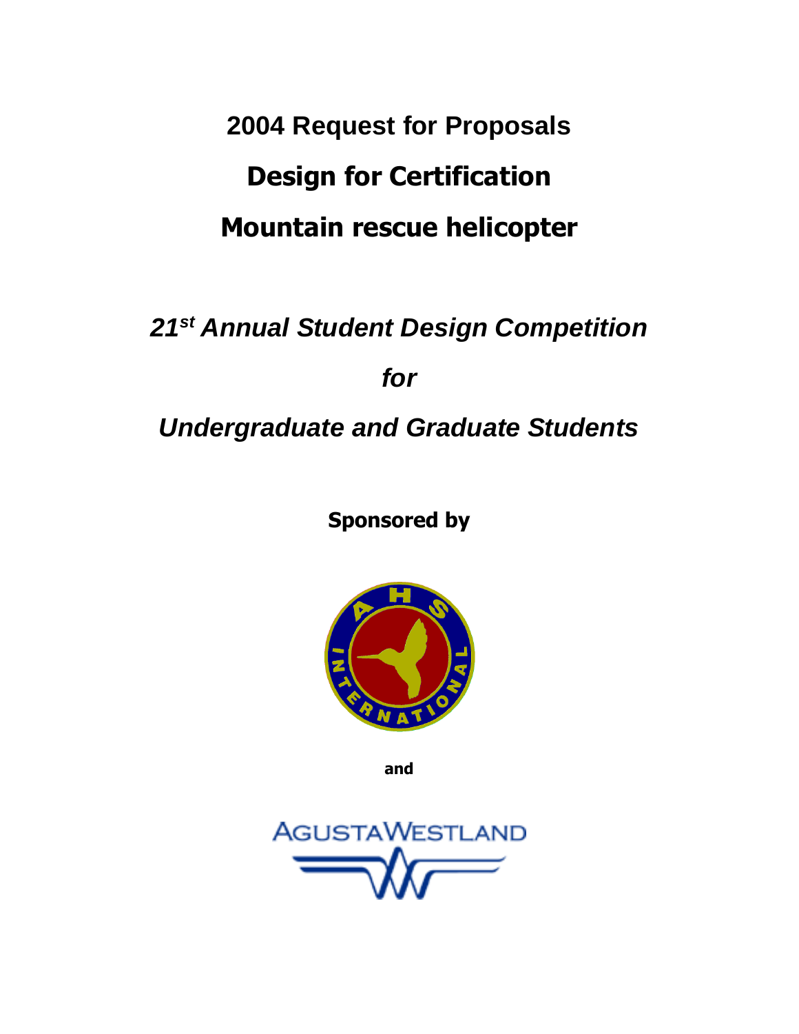# 2004 Request for Proposals

# Design for Certification

# Mountain rescue helicopter

## *21st Annual Student Design Competition*

## *for*

## *Undergraduate and Graduate Students*

**Sponsored by**

**and**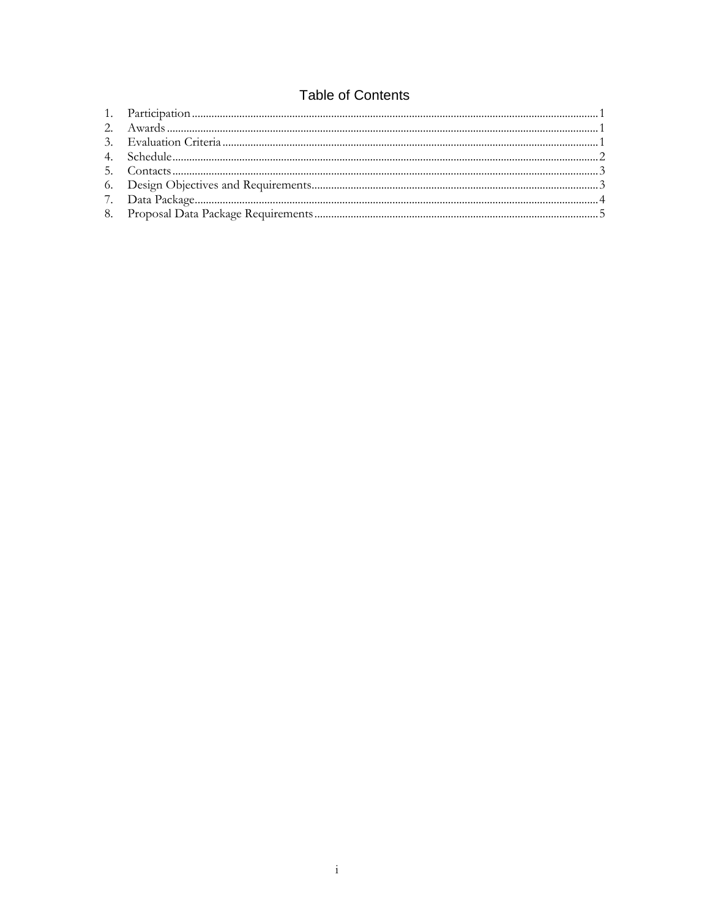# Table of Contents

1. Participation ................................................................ 1
2. Awards ................................................................ 1
3. Evaluation Criteria ................................................................ 1
4. Schedule ................................................................ 2
5. Contacts ................................................................ 3
6. Design Objectives and Requirements ................................................................ 3
7. Data Package ................................................................ 4
8. Proposal Data Package Requirements ................................................................ 5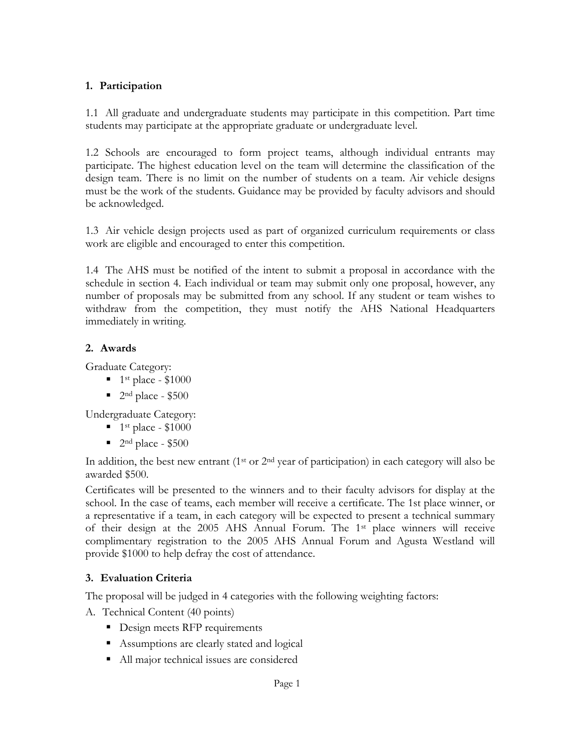**1. Participation**

1.1 All graduate and undergraduate students may participate in this competition. Part time students may participate at the appropriate graduate or undergraduate level.

1.2 Schools are encouraged to form project teams, although individual entrants may participate. The highest education level on the team will determine the classification of the design team. There is no limit on the number of students on a team. Air vehicle designs must be the work of the students. Guidance may be provided by faculty advisors and should be acknowledged.

1.3 Air vehicle design projects used as part of organized curriculum requirements or class work are eligible and encouraged to enter this competition.

1.4 The AHS must be notified of the intent to submit a proposal in accordance with the schedule in section 4. Each individual or team may submit only one proposal, however, any number of proposals may be submitted from any school. If any student or team wishes to withdraw from the competition, they must notify the AHS National Headquarters immediately in writing.

**2. Awards**

Graduate Category:

- 1st place - $1000
- 2nd place - $500

Undergraduate Category:

- 1st place - $1000
- 2nd place - $500

In addition, the best new entrant (1st or 2nd year of participation) in each category will also be awarded $500.

Certificates will be presented to the winners and to their faculty advisors for display at the school. In the case of teams, each member will receive a certificate. The 1st place winner, or a representative if a team, in each category will be expected to present a technical summary of their design at the 2005 AHS Annual Forum. The 1st place winners will receive complimentary registration to the 2005 AHS Annual Forum and Agusta Westland will provide $1000 to help defray the cost of attendance.

**3. Evaluation Criteria**

The proposal will be judged in 4 categories with the following weighting factors:

A. Technical Content (40 points)

- Design meets RFP requirements
- Assumptions are clearly stated and logical
- All major technical issues are considered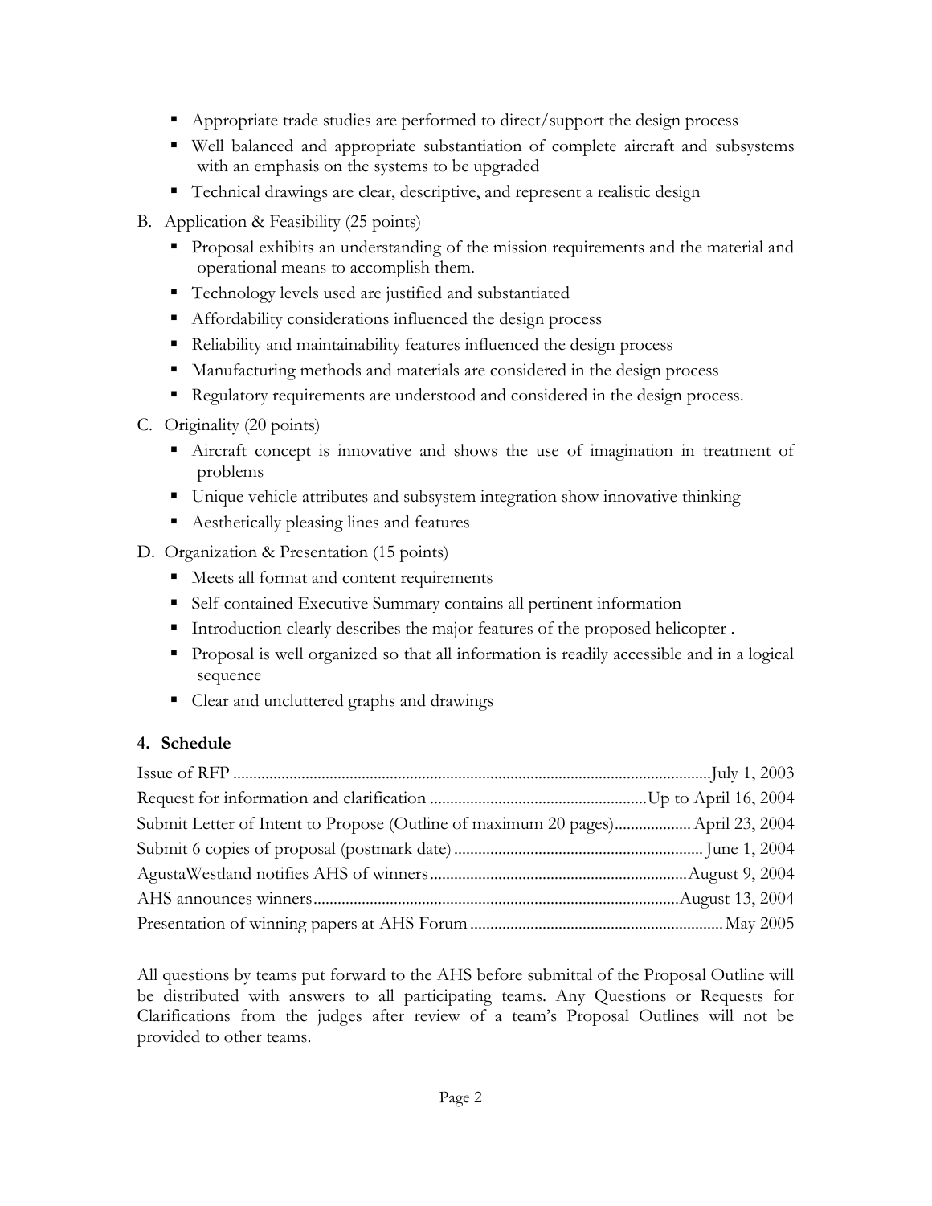- Appropriate trade studies are performed to direct/support the design process
- Well balanced and appropriate substantiation of complete aircraft and subsystems with an emphasis on the systems to be upgraded
- Technical drawings are clear, descriptive, and represent a realistic design

B. Application & Feasibility (25 points)

- Proposal exhibits an understanding of the mission requirements and the material and operational means to accomplish them.
- Technology levels used are justified and substantiated
- Affordability considerations influenced the design process
- Reliability and maintainability features influenced the design process
- Manufacturing methods and materials are considered in the design process
- Regulatory requirements are understood and considered in the design process.

C. Originality (20 points)

- Aircraft concept is innovative and shows the use of imagination in treatment of problems
- Unique vehicle attributes and subsystem integration show innovative thinking
- Aesthetically pleasing lines and features

D. Organization & Presentation (15 points)

- Meets all format and content requirements
- Self-contained Executive Summary contains all pertinent information
- Introduction clearly describes the major features of the proposed helicopter .
- Proposal is well organized so that all information is readily accessible and in a logical sequence
- Clear and uncluttered graphs and drawings

## 4. Schedule

| | |
|---|---|
| Issue of RFP | July 1, 2003 |
| Request for information and clarification | Up to April 16, 2004 |
| Submit Letter of Intent to Propose (Outline of maximum 20 pages) | April 23, 2004 |
| Submit 6 copies of proposal (postmark date) | June 1, 2004 |
| AgustaWestland notifies AHS of winners | August 9, 2004 |
| AHS announces winners | August 13, 2004 |
| Presentation of winning papers at AHS Forum | May 2005 |

All questions by teams put forward to the AHS before submittal of the Proposal Outline will be distributed with answers to all participating teams. Any Questions or Requests for Clarifications from the judges after review of a team's Proposal Outlines will not be provided to other teams.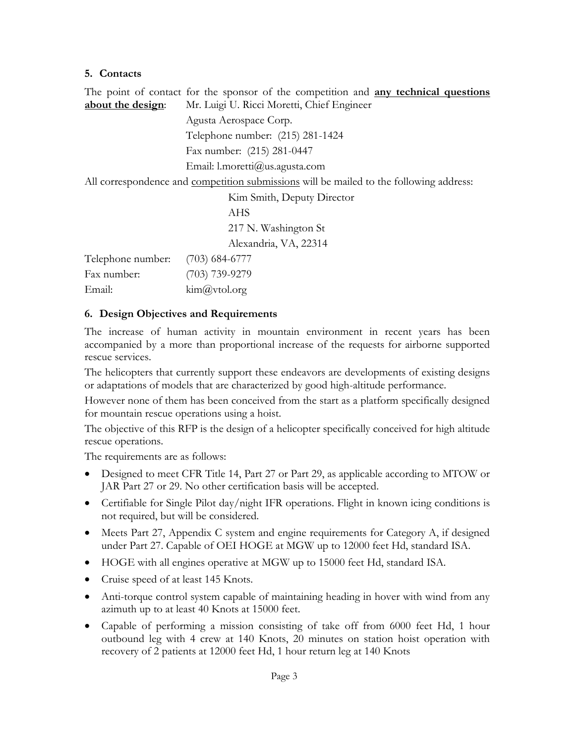### 5. Contacts

The point of contact for the sponsor of the competition and **<u>any technical questions about the design</u>**: Mr. Luigi U. Ricci Moretti, Chief Engineer

Agusta Aerospace Corp.

Telephone number: (215) 281-1424

Fax number: (215) 281-0447

Email: l.moretti@us.agusta.com

All correspondence and <u>competition submissions</u> will be mailed to the following address:

Kim Smith, Deputy Director

AHS

217 N. Washington St

Alexandria, VA, 22314

Telephone number: (703) 684-6777

Fax number: (703) 739-9279

Email: kim@vtol.org

### 6. Design Objectives and Requirements

The increase of human activity in mountain environment in recent years has been accompanied by a more than proportional increase of the requests for airborne supported rescue services.

The helicopters that currently support these endeavors are developments of existing designs or adaptations of models that are characterized by good high-altitude performance.

However none of them has been conceived from the start as a platform specifically designed for mountain rescue operations using a hoist.

The objective of this RFP is the design of a helicopter specifically conceived for high altitude rescue operations.

The requirements are as follows:

- Designed to meet CFR Title 14, Part 27 or Part 29, as applicable according to MTOW or JAR Part 27 or 29. No other certification basis will be accepted.
- Certifiable for Single Pilot day/night IFR operations. Flight in known icing conditions is not required, but will be considered.
- Meets Part 27, Appendix C system and engine requirements for Category A, if designed under Part 27. Capable of OEI HOGE at MGW up to 12000 feet Hd, standard ISA.
- HOGE with all engines operative at MGW up to 15000 feet Hd, standard ISA.
- Cruise speed of at least 145 Knots.
- Anti-torque control system capable of maintaining heading in hover with wind from any azimuth up to at least 40 Knots at 15000 feet.
- Capable of performing a mission consisting of take off from 6000 feet Hd, 1 hour outbound leg with 4 crew at 140 Knots, 20 minutes on station hoist operation with recovery of 2 patients at 12000 feet Hd, 1 hour return leg at 140 Knots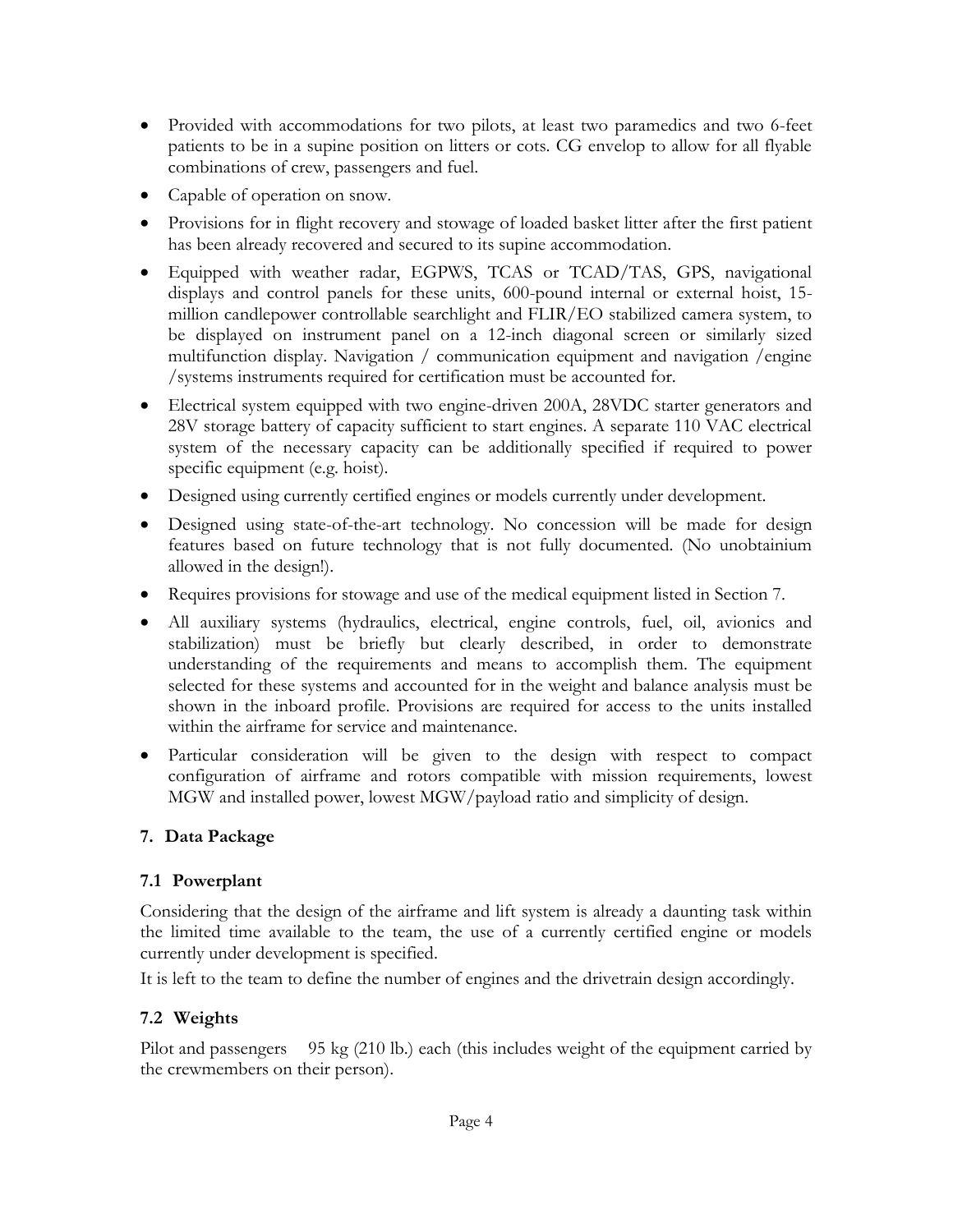- Provided with accommodations for two pilots, at least two paramedics and two 6-feet patients to be in a supine position on litters or cots. CG envelop to allow for all flyable combinations of crew, passengers and fuel.
- Capable of operation on snow.
- Provisions for in flight recovery and stowage of loaded basket litter after the first patient has been already recovered and secured to its supine accommodation.
- Equipped with weather radar, EGPWS, TCAS or TCAD/TAS, GPS, navigational displays and control panels for these units, 600-pound internal or external hoist, 15-million candlepower controllable searchlight and FLIR/EO stabilized camera system, to be displayed on instrument panel on a 12-inch diagonal screen or similarly sized multifunction display. Navigation / communication equipment and navigation /engine /systems instruments required for certification must be accounted for.
- Electrical system equipped with two engine-driven 200A, 28VDC starter generators and 28V storage battery of capacity sufficient to start engines. A separate 110 VAC electrical system of the necessary capacity can be additionally specified if required to power specific equipment (e.g. hoist).
- Designed using currently certified engines or models currently under development.
- Designed using state-of-the-art technology. No concession will be made for design features based on future technology that is not fully documented. (No unobtainium allowed in the design!).
- Requires provisions for stowage and use of the medical equipment listed in Section 7.
- All auxiliary systems (hydraulics, electrical, engine controls, fuel, oil, avionics and stabilization) must be briefly but clearly described, in order to demonstrate understanding of the requirements and means to accomplish them. The equipment selected for these systems and accounted for in the weight and balance analysis must be shown in the inboard profile. Provisions are required for access to the units installed within the airframe for service and maintenance.
- Particular consideration will be given to the design with respect to compact configuration of airframe and rotors compatible with mission requirements, lowest MGW and installed power, lowest MGW/payload ratio and simplicity of design.

## 7. Data Package

### 7.1 Powerplant

Considering that the design of the airframe and lift system is already a daunting task within the limited time available to the team, the use of a currently certified engine or models currently under development is specified.

It is left to the team to define the number of engines and the drivetrain design accordingly.

### 7.2 Weights

Pilot and passengers 95 kg (210 lb.) each (this includes weight of the equipment carried by the crewmembers on their person).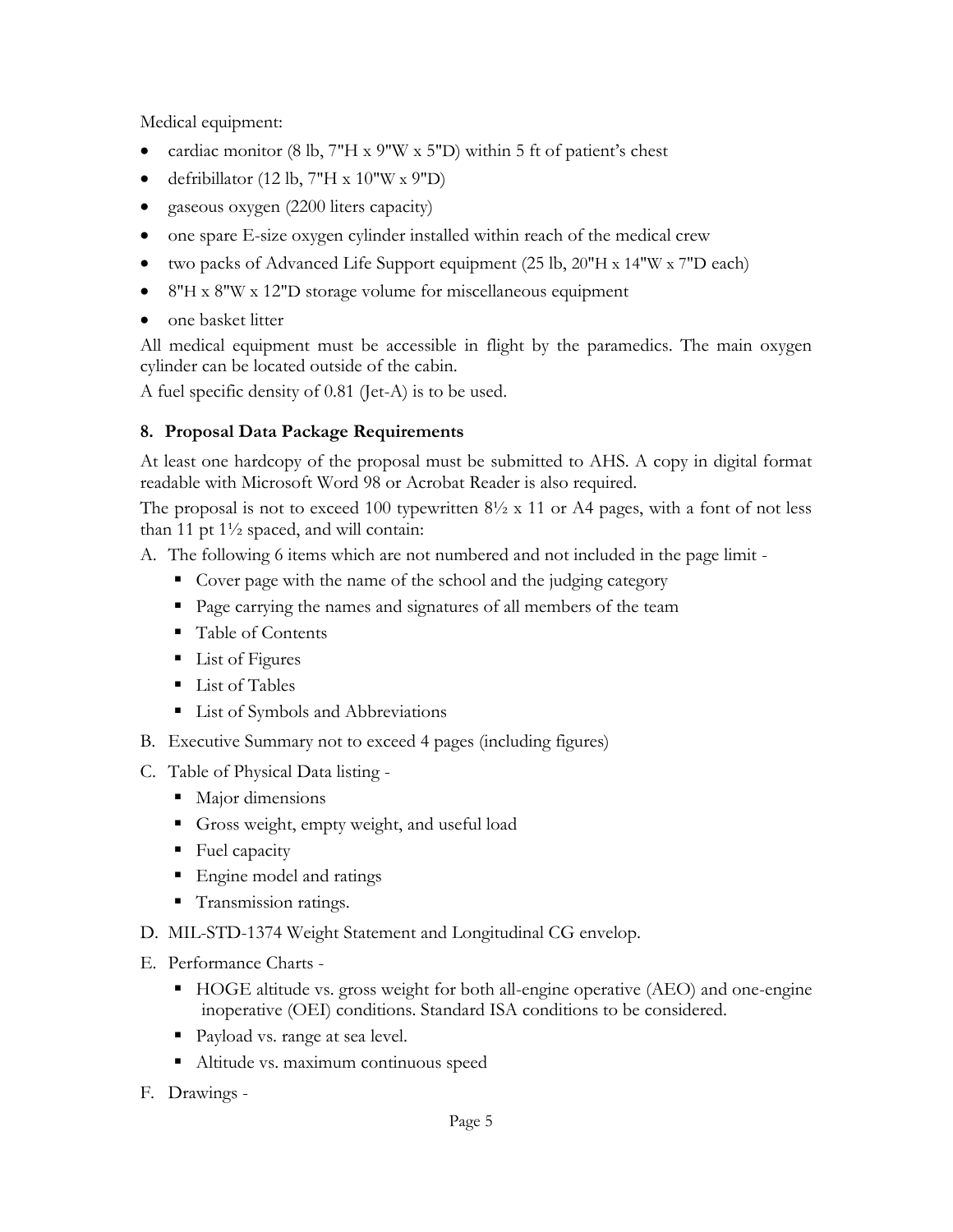Medical equipment:

- cardiac monitor (8 lb, 7"H x 9"W x 5"D) within 5 ft of patient's chest
- defribillator (12 lb, 7"H x 10"W x 9"D)
- gaseous oxygen (2200 liters capacity)
- one spare E-size oxygen cylinder installed within reach of the medical crew
- two packs of Advanced Life Support equipment (25 lb, 20"H x 14"W x 7"D each)
- 8"H x 8"W x 12"D storage volume for miscellaneous equipment
- one basket litter

All medical equipment must be accessible in flight by the paramedics. The main oxygen cylinder can be located outside of the cabin.

A fuel specific density of 0.81 (Jet-A) is to be used.

### 8. Proposal Data Package Requirements

At least one hardcopy of the proposal must be submitted to AHS. A copy in digital format readable with Microsoft Word 98 or Acrobat Reader is also required.

The proposal is not to exceed 100 typewritten 8½ x 11 or A4 pages, with a font of not less than 11 pt 1½ spaced, and will contain:

A. The following 6 items which are not numbered and not included in the page limit -
   - Cover page with the name of the school and the judging category
   - Page carrying the names and signatures of all members of the team
   - Table of Contents
   - List of Figures
   - List of Tables
   - List of Symbols and Abbreviations

B. Executive Summary not to exceed 4 pages (including figures)

C. Table of Physical Data listing -
   - Major dimensions
   - Gross weight, empty weight, and useful load
   - Fuel capacity
   - Engine model and ratings
   - Transmission ratings.

D. MIL-STD-1374 Weight Statement and Longitudinal CG envelop.

E. Performance Charts -
   - HOGE altitude vs. gross weight for both all-engine operative (AEO) and one-engine inoperative (OEI) conditions. Standard ISA conditions to be considered.
   - Payload vs. range at sea level.
   - Altitude vs. maximum continuous speed

F. Drawings -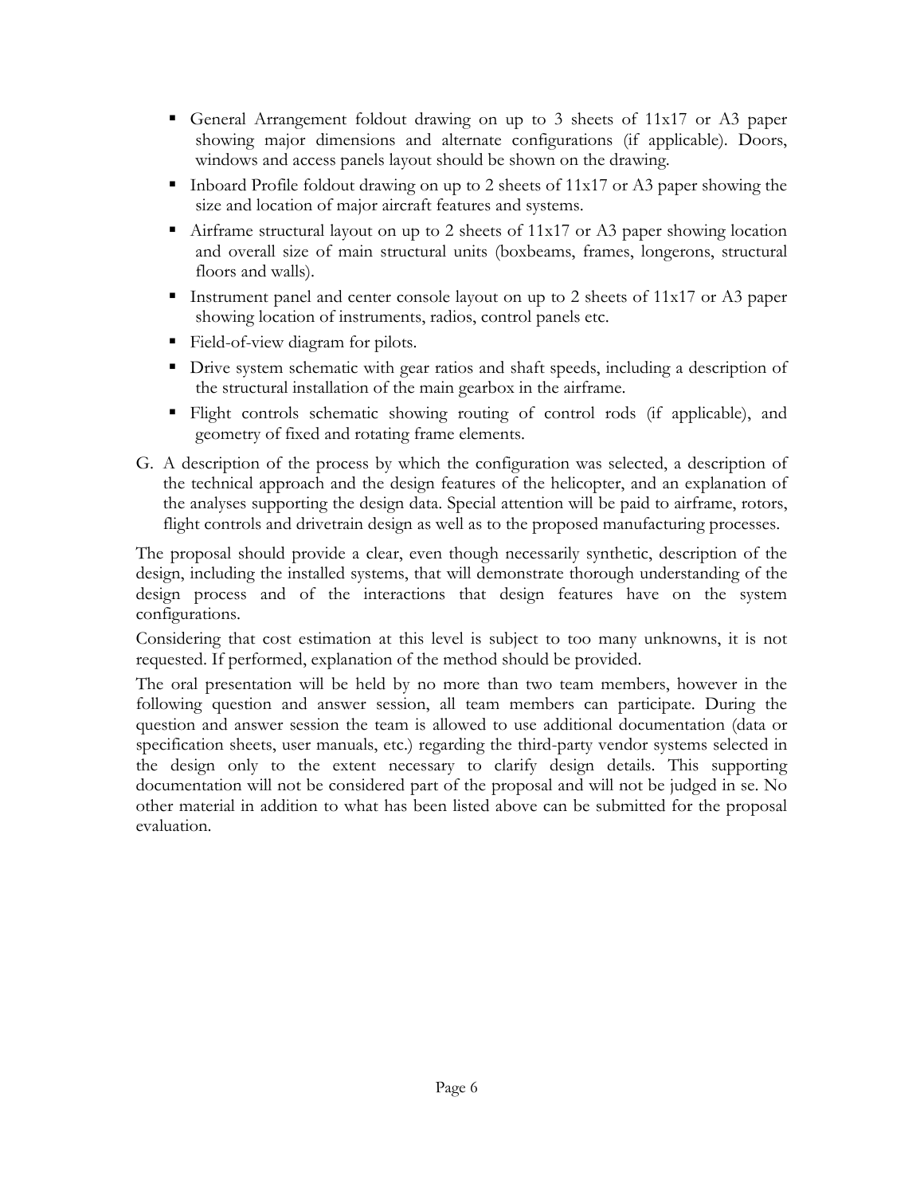- General Arrangement foldout drawing on up to 3 sheets of 11x17 or A3 paper showing major dimensions and alternate configurations (if applicable). Doors, windows and access panels layout should be shown on the drawing.
- Inboard Profile foldout drawing on up to 2 sheets of 11x17 or A3 paper showing the size and location of major aircraft features and systems.
- Airframe structural layout on up to 2 sheets of 11x17 or A3 paper showing location and overall size of main structural units (boxbeams, frames, longerons, structural floors and walls).
- Instrument panel and center console layout on up to 2 sheets of 11x17 or A3 paper showing location of instruments, radios, control panels etc.
- Field-of-view diagram for pilots.
- Drive system schematic with gear ratios and shaft speeds, including a description of the structural installation of the main gearbox in the airframe.
- Flight controls schematic showing routing of control rods (if applicable), and geometry of fixed and rotating frame elements.

G. A description of the process by which the configuration was selected, a description of the technical approach and the design features of the helicopter, and an explanation of the analyses supporting the design data. Special attention will be paid to airframe, rotors, flight controls and drivetrain design as well as to the proposed manufacturing processes.

The proposal should provide a clear, even though necessarily synthetic, description of the design, including the installed systems, that will demonstrate thorough understanding of the design process and of the interactions that design features have on the system configurations.

Considering that cost estimation at this level is subject to too many unknowns, it is not requested. If performed, explanation of the method should be provided.

The oral presentation will be held by no more than two team members, however in the following question and answer session, all team members can participate. During the question and answer session the team is allowed to use additional documentation (data or specification sheets, user manuals, etc.) regarding the third-party vendor systems selected in the design only to the extent necessary to clarify design details. This supporting documentation will not be considered part of the proposal and will not be judged in se. No other material in addition to what has been listed above can be submitted for the proposal evaluation.